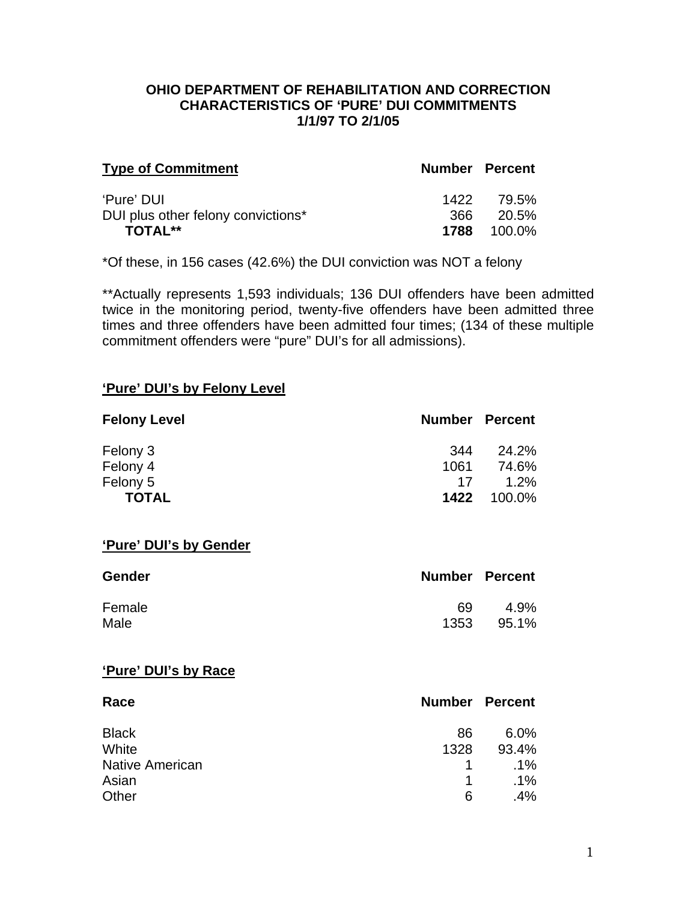**OHIO DEPARTMENT OF REHABILITATION AND CORRECTION**
**CHARACTERISTICS OF 'PURE' DUI COMMITMENTS**
**1/1/97 TO 2/1/05**

| Type of Commitment | Number | Percent |
|---|---|---|
| 'Pure' DUI | 1422 | 79.5% |
| DUI plus other felony convictions* | 366 | 20.5% |
| **TOTAL**** | **1788** | 100.0% |

*Of these, in 156 cases (42.6%) the DUI conviction was NOT a felony

**Actually represents 1,593 individuals; 136 DUI offenders have been admitted twice in the monitoring period, twenty-five offenders have been admitted three times and three offenders have been admitted four times; (134 of these multiple commitment offenders were "pure" DUI's for all admissions).

## 'Pure' DUI's by Felony Level

| Felony Level | Number | Percent |
|---|---|---|
| Felony 3 | 344 | 24.2% |
| Felony 4 | 1061 | 74.6% |
| Felony 5 | 17 | 1.2% |
| **TOTAL** | **1422** | 100.0% |

## 'Pure' DUI's by Gender

| Gender | Number | Percent |
|---|---|---|
| Female | 69 | 4.9% |
| Male | 1353 | 95.1% |

## 'Pure' DUI's by Race

| Race | Number | Percent |
|---|---|---|
| Black | 86 | 6.0% |
| White | 1328 | 93.4% |
| Native American | 1 | .1% |
| Asian | 1 | .1% |
| Other | 6 | .4% |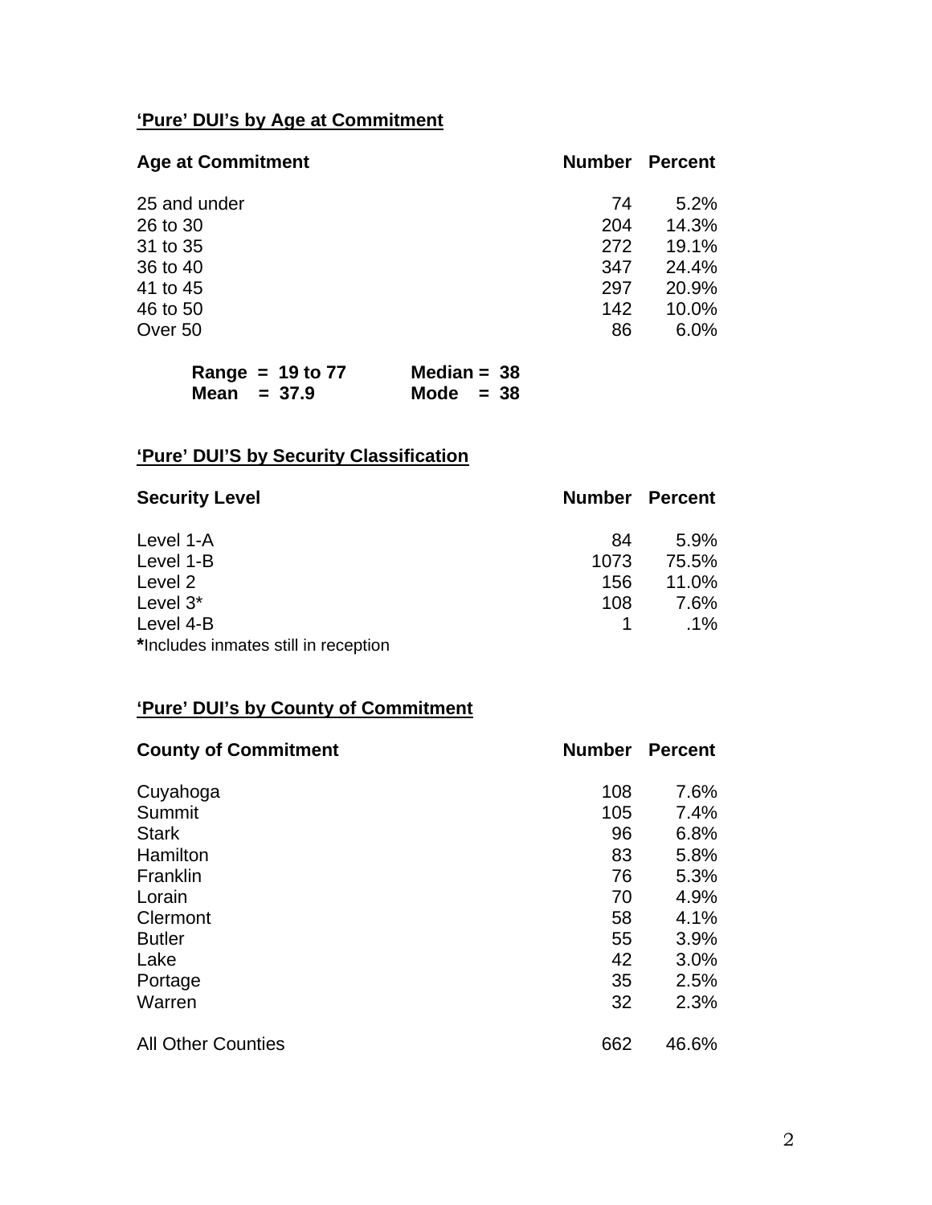## 'Pure' DUI's by Age at Commitment

| Age at Commitment | Number | Percent |
|---|---|---|
| 25 and under | 74 | 5.2% |
| 26 to 30 | 204 | 14.3% |
| 31 to 35 | 272 | 19.1% |
| 36 to 40 | 347 | 24.4% |
| 41 to 45 | 297 | 20.9% |
| 46 to 50 | 142 | 10.0% |
| Over 50 | 86 | 6.0% |

**Range = 19 to 77** **Median = 38**
**Mean = 37.9** **Mode = 38**

## 'Pure' DUI'S by Security Classification

| Security Level | Number | Percent |
|---|---|---|
| Level 1-A | 84 | 5.9% |
| Level 1-B | 1073 | 75.5% |
| Level 2 | 156 | 11.0% |
| Level 3* | 108 | 7.6% |
| Level 4-B | 1 | .1% |

**\***Includes inmates still in reception

## 'Pure' DUI's by County of Commitment

| County of Commitment | Number | Percent |
|---|---|---|
| Cuyahoga | 108 | 7.6% |
| Summit | 105 | 7.4% |
| Stark | 96 | 6.8% |
| Hamilton | 83 | 5.8% |
| Franklin | 76 | 5.3% |
| Lorain | 70 | 4.9% |
| Clermont | 58 | 4.1% |
| Butler | 55 | 3.9% |
| Lake | 42 | 3.0% |
| Portage | 35 | 2.5% |
| Warren | 32 | 2.3% |
| All Other Counties | 662 | 46.6% |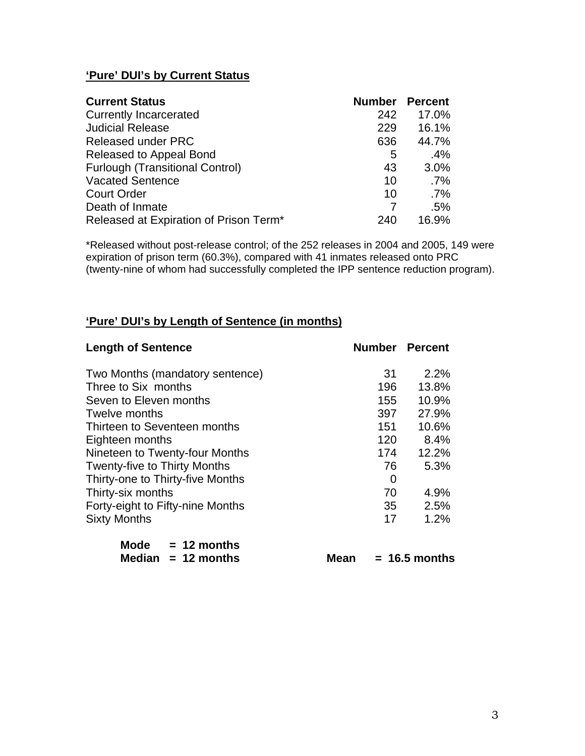## **'Pure' DUI's by Current Status**

| Current Status | Number | Percent |
|---|---|---|
| Currently Incarcerated | 242 | 17.0% |
| Judicial Release | 229 | 16.1% |
| Released under PRC | 636 | 44.7% |
| Released to Appeal Bond | 5 | .4% |
| Furlough (Transitional Control) | 43 | 3.0% |
| Vacated Sentence | 10 | .7% |
| Court Order | 10 | .7% |
| Death of Inmate | 7 | .5% |
| Released at Expiration of Prison Term* | 240 | 16.9% |

*Released without post-release control; of the 252 releases in 2004 and 2005, 149 were expiration of prison term (60.3%), compared with 41 inmates released onto PRC (twenty-nine of whom had successfully completed the IPP sentence reduction program).

## **'Pure' DUI's by Length of Sentence (in months)**

| Length of Sentence | Number | Percent |
|---|---|---|
| Two Months (mandatory sentence) | 31 | 2.2% |
| Three to Six months | 196 | 13.8% |
| Seven to Eleven months | 155 | 10.9% |
| Twelve months | 397 | 27.9% |
| Thirteen to Seventeen months | 151 | 10.6% |
| Eighteen months | 120 | 8.4% |
| Nineteen to Twenty-four Months | 174 | 12.2% |
| Twenty-five to Thirty Months | 76 | 5.3% |
| Thirty-one to Thirty-five Months | 0 | |
| Thirty-six months | 70 | 4.9% |
| Forty-eight to Fifty-nine Months | 35 | 2.5% |
| Sixty Months | 17 | 1.2% |

**Mode = 12 months**
**Median = 12 months** **Mean = 16.5 months**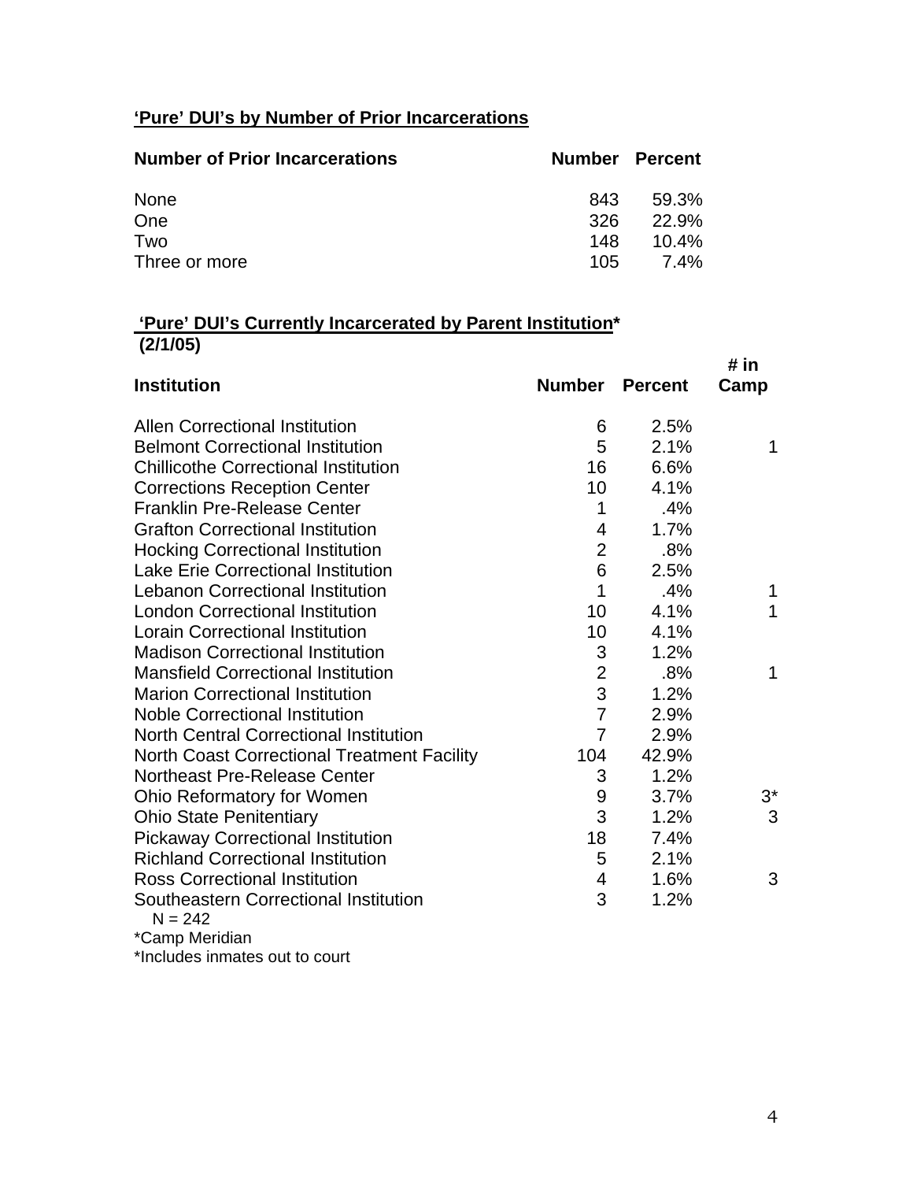## **'Pure' DUI's by Number of Prior Incarcerations**

| Number of Prior Incarcerations | Number | Percent |
|---|---|---|
| None | 843 | 59.3% |
| One | 326 | 22.9% |
| Two | 148 | 10.4% |
| Three or more | 105 | 7.4% |

## **'Pure' DUI's Currently Incarcerated by Parent Institution*** **(2/1/05)**

| Institution | Number | Percent | # in Camp |
|---|---|---|---|
| Allen Correctional Institution | 6 | 2.5% | |
| Belmont Correctional Institution | 5 | 2.1% | 1 |
| Chillicothe Correctional Institution | 16 | 6.6% | |
| Corrections Reception Center | 10 | 4.1% | |
| Franklin Pre-Release Center | 1 | .4% | |
| Grafton Correctional Institution | 4 | 1.7% | |
| Hocking Correctional Institution | 2 | .8% | |
| Lake Erie Correctional Institution | 6 | 2.5% | |
| Lebanon Correctional Institution | 1 | .4% | 1 |
| London Correctional Institution | 10 | 4.1% | 1 |
| Lorain Correctional Institution | 10 | 4.1% | |
| Madison Correctional Institution | 3 | 1.2% | |
| Mansfield Correctional Institution | 2 | .8% | 1 |
| Marion Correctional Institution | 3 | 1.2% | |
| Noble Correctional Institution | 7 | 2.9% | |
| North Central Correctional Institution | 7 | 2.9% | |
| North Coast Correctional Treatment Facility | 104 | 42.9% | |
| Northeast Pre-Release Center | 3 | 1.2% | |
| Ohio Reformatory for Women | 9 | 3.7% | 3* |
| Ohio State Penitentiary | 3 | 1.2% | 3 |
| Pickaway Correctional Institution | 18 | 7.4% | |
| Richland Correctional Institution | 5 | 2.1% | |
| Ross Correctional Institution | 4 | 1.6% | 3 |
| Southeastern Correctional Institution | 3 | 1.2% | |

N = 242

*Camp Meridian

*Includes inmates out to court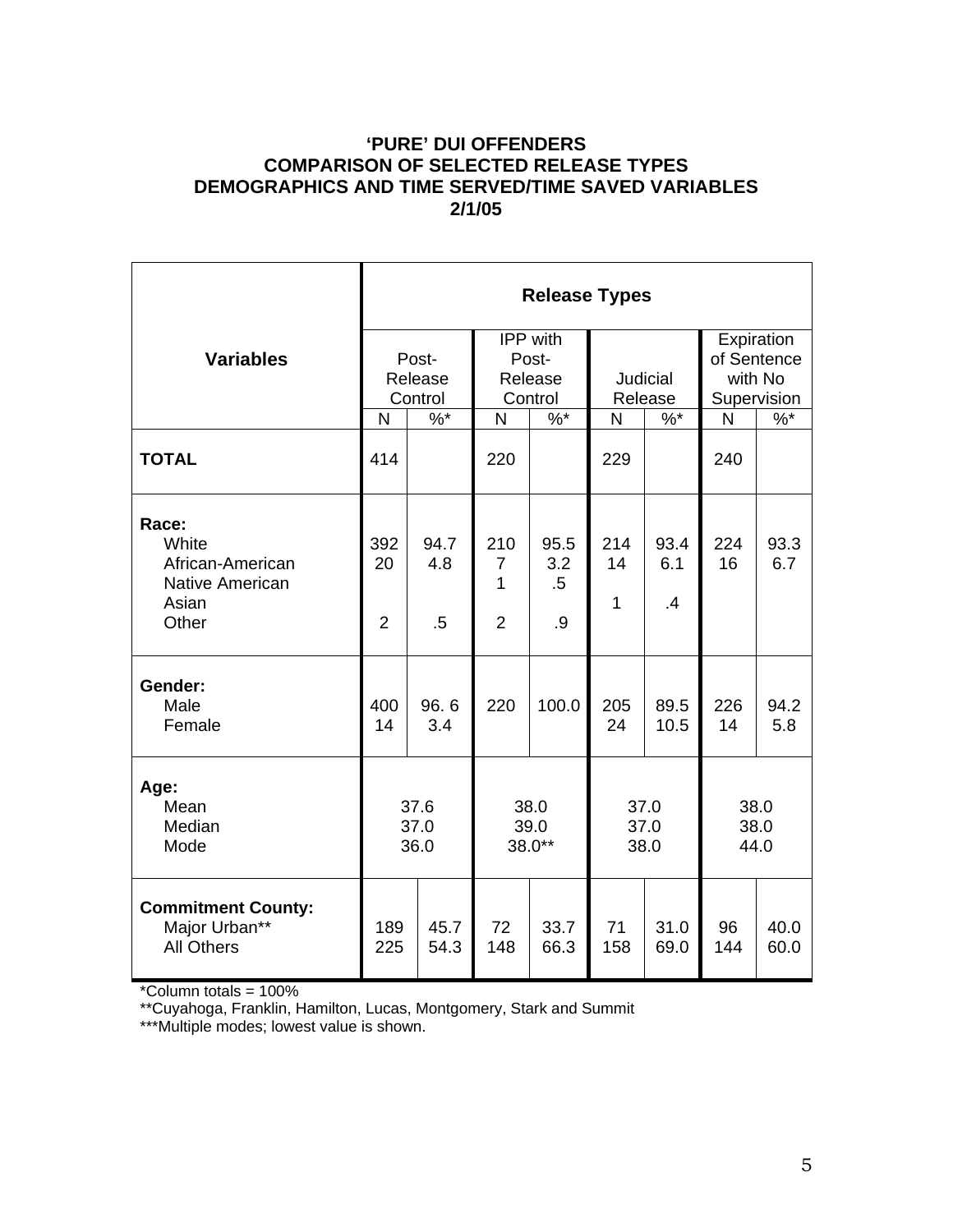**'PURE' DUI OFFENDERS**
**COMPARISON OF SELECTED RELEASE TYPES**
**DEMOGRAPHICS AND TIME SERVED/TIME SAVED VARIABLES**
**2/1/05**

| Variables | Release Types | | | | | | | |
|---|---|---|---|---|---|---|---|---|
| | Post-Release Control | | IPP with Post-Release Control | | Judicial Release | | Expiration of Sentence with No Supervision | |
| | N | %* | N | %* | N | %* | N | %* |
| **TOTAL** | 414 | | 220 | | 229 | | 240 | |
| **Race:** | | | | | | | | |
| White | 392 | 94.7 | 210 | 95.5 | 214 | 93.4 | 224 | 93.3 |
| African-American | 20 | 4.8 | 7 | 3.2 | 14 | 6.1 | 16 | 6.7 |
| Native American | | | 1 | .5 | | | | |
| Asian | | | | | 1 | .4 | | |
| Other | 2 | .5 | 2 | .9 | | | | |
| **Gender:** | | | | | | | | |
| Male | 400 | 96. 6 | 220 | 100.0 | 205 | 89.5 | 226 | 94.2 |
| Female | 14 | 3.4 | | | 24 | 10.5 | 14 | 5.8 |
| **Age:** | | | | | | | | |
| Mean | 37.6 | | 38.0 | | 37.0 | | 38.0 | |
| Median | 37.0 | | 39.0 | | 37.0 | | 38.0 | |
| Mode | 36.0 | | 38.0** | | 38.0 | | 44.0 | |
| **Commitment County:** | | | | | | | | |
| Major Urban** | 189 | 45.7 | 72 | 33.7 | 71 | 31.0 | 96 | 40.0 |
| All Others | 225 | 54.3 | 148 | 66.3 | 158 | 69.0 | 144 | 60.0 |

*Column totals = 100%

**Cuyahoga, Franklin, Hamilton, Lucas, Montgomery, Stark and Summit

***Multiple modes; lowest value is shown.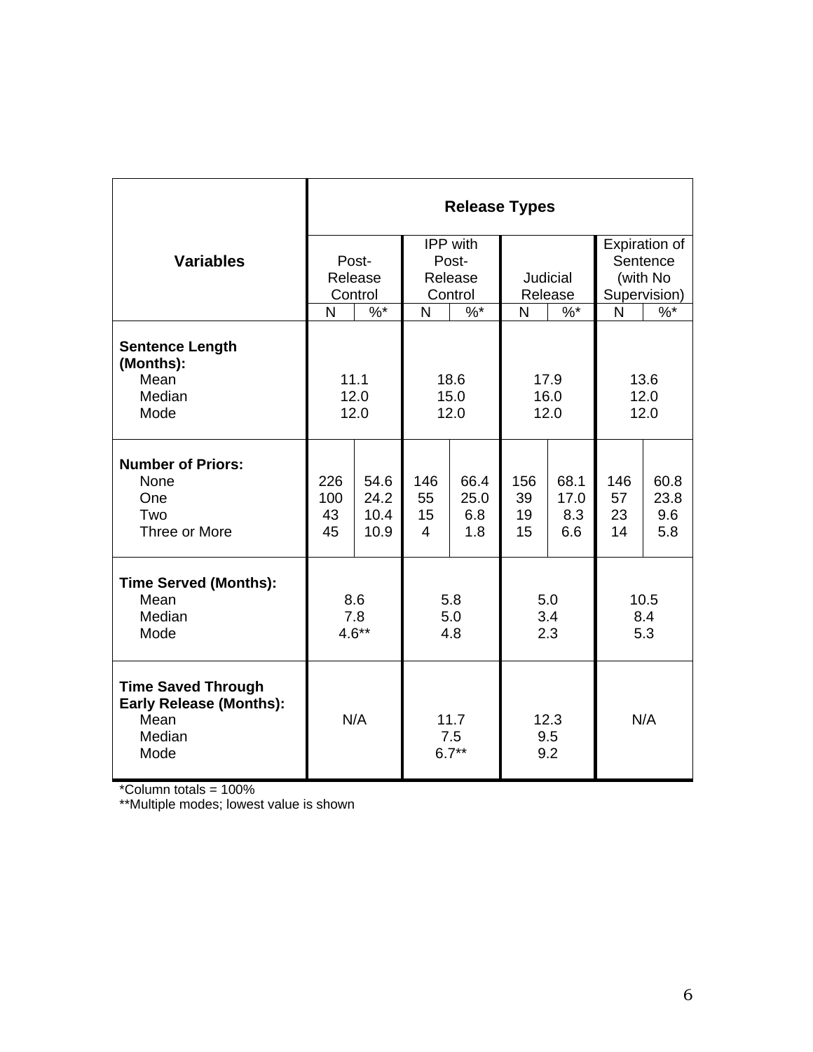| Variables | Release Types | | | | | | | |
|---|---|---|---|---|---|---|---|---|
| | Post-Release Control | | IPP with Post-Release Control | | Judicial Release | | Expiration of Sentence (with No Supervision) | |
| | N | %* | N | %* | N | %* | N | %* |
| **Sentence Length (Months):** | | | | | | | | |
| Mean | 11.1 | | 18.6 | | 17.9 | | 13.6 | |
| Median | 12.0 | | 15.0 | | 16.0 | | 12.0 | |
| Mode | 12.0 | | 12.0 | | 12.0 | | 12.0 | |
| **Number of Priors:** | | | | | | | | |
| None | 226 | 54.6 | 146 | 66.4 | 156 | 68.1 | 146 | 60.8 |
| One | 100 | 24.2 | 55 | 25.0 | 39 | 17.0 | 57 | 23.8 |
| Two | 43 | 10.4 | 15 | 6.8 | 19 | 8.3 | 23 | 9.6 |
| Three or More | 45 | 10.9 | 4 | 1.8 | 15 | 6.6 | 14 | 5.8 |
| **Time Served (Months):** | | | | | | | | |
| Mean | 8.6 | | 5.8 | | 5.0 | | 10.5 | |
| Median | 7.8 | | 5.0 | | 3.4 | | 8.4 | |
| Mode | 4.6** | | 4.8 | | 2.3 | | 5.3 | |
| **Time Saved Through Early Release (Months):** | | | | | | | | |
| Mean | N/A | | 11.7 | | 12.3 | | N/A | |
| Median | | | 7.5 | | 9.5 | | | |
| Mode | | | 6.7** | | 9.2 | | | |

*Column totals = 100%

**Multiple modes; lowest value is shown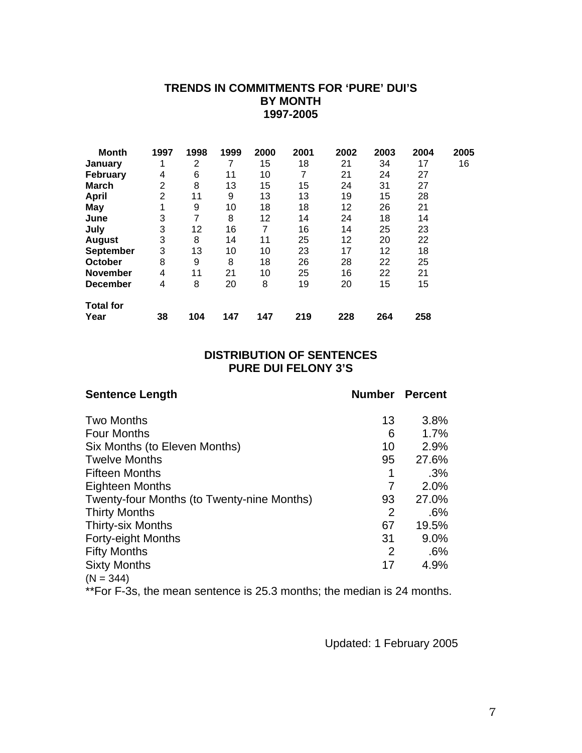## TRENDS IN COMMITMENTS FOR 'PURE' DUI'S BY MONTH 1997-2005

| Month | 1997 | 1998 | 1999 | 2000 | 2001 | 2002 | 2003 | 2004 | 2005 |
|---|---|---|---|---|---|---|---|---|---|
| January | 1 | 2 | 7 | 15 | 18 | 21 | 34 | 17 | 16 |
| February | 4 | 6 | 11 | 10 | 7 | 21 | 24 | 27 | |
| March | 2 | 8 | 13 | 15 | 15 | 24 | 31 | 27 | |
| April | 2 | 11 | 9 | 13 | 13 | 19 | 15 | 28 | |
| May | 1 | 9 | 10 | 18 | 18 | 12 | 26 | 21 | |
| June | 3 | 7 | 8 | 12 | 14 | 24 | 18 | 14 | |
| July | 3 | 12 | 16 | 7 | 16 | 14 | 25 | 23 | |
| August | 3 | 8 | 14 | 11 | 25 | 12 | 20 | 22 | |
| September | 3 | 13 | 10 | 10 | 23 | 17 | 12 | 18 | |
| October | 8 | 9 | 8 | 18 | 26 | 28 | 22 | 25 | |
| November | 4 | 11 | 21 | 10 | 25 | 16 | 22 | 21 | |
| December | 4 | 8 | 20 | 8 | 19 | 20 | 15 | 15 | |
| **Total for Year** | **38** | **104** | **147** | **147** | **219** | **228** | **264** | **258** | |

## DISTRIBUTION OF SENTENCES PURE DUI FELONY 3'S

| Sentence Length | Number | Percent |
|---|---|---|
| Two Months | 13 | 3.8% |
| Four Months | 6 | 1.7% |
| Six Months (to Eleven Months) | 10 | 2.9% |
| Twelve Months | 95 | 27.6% |
| Fifteen Months | 1 | .3% |
| Eighteen Months | 7 | 2.0% |
| Twenty-four Months (to Twenty-nine Months) | 93 | 27.0% |
| Thirty Months | 2 | .6% |
| Thirty-six Months | 67 | 19.5% |
| Forty-eight Months | 31 | 9.0% |
| Fifty Months | 2 | .6% |
| Sixty Months | 17 | 4.9% |

(N = 344)

**For F-3s, the mean sentence is 25.3 months; the median is 24 months.

Updated: 1 February 2005